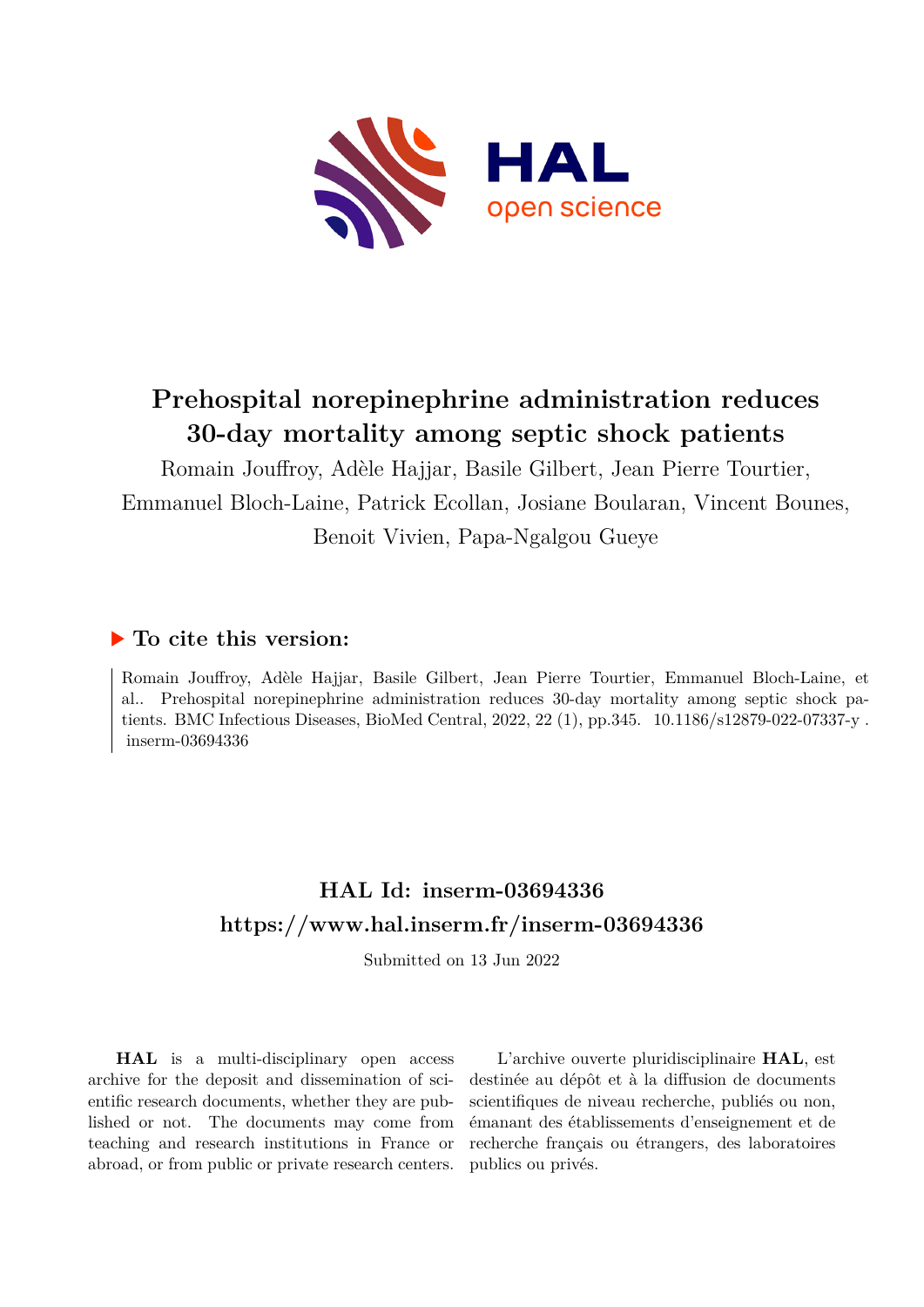# Prehospital norepinephrine administration reduces 30-day mortality among septic shock patients

Romain Jouffroy, Adèle Hajjar, Basile Gilbert, Jean Pierre Tourtier, Emmanuel Bloch-Laine, Patrick Ecollan, Josiane Boularan, Vincent Bounes, Benoit Vivien, Papa-Ngalgou Gueye

## To cite this version:

Romain Jouffroy, Adèle Hajjar, Basile Gilbert, Jean Pierre Tourtier, Emmanuel Bloch-Laine, et al.. Prehospital norepinephrine administration reduces 30-day mortality among septic shock patients. BMC Infectious Diseases, BioMed Central, 2022, 22 (1), pp.345. 10.1186/s12879-022-07337-y . inserm-03694336

## HAL Id: inserm-03694336
## https://www.hal.inserm.fr/inserm-03694336

Submitted on 13 Jun 2022

**HAL** is a multi-disciplinary open access archive for the deposit and dissemination of scientific research documents, whether they are published or not. The documents may come from teaching and research institutions in France or abroad, or from public or private research centers.

L'archive ouverte pluridisciplinaire **HAL**, est destinée au dépôt et à la diffusion de documents scientifiques de niveau recherche, publiés ou non, émanant des établissements d'enseignement et de recherche français ou étrangers, des laboratoires publics ou privés.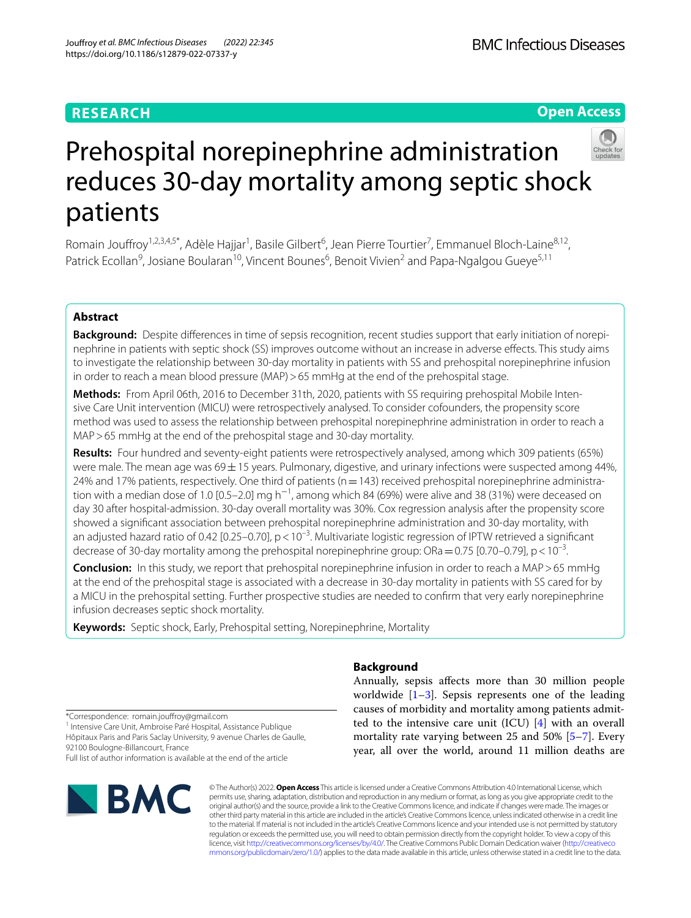# Prehospital norepinephrine administration reduces 30-day mortality among septic shock patients

Romain Jouffroy[1,2,3,4,5*], Adèle Hajjar[1], Basile Gilbert[6], Jean Pierre Tourtier[7], Emmanuel Bloch-Laine[8,12], Patrick Ecollan[9], Josiane Boularan[10], Vincent Bounes[6], Benoit Vivien[2] and Papa-Ngalgou Gueye[5,11]

## Abstract

**Background:** Despite differences in time of sepsis recognition, recent studies support that early initiation of norepinephrine in patients with septic shock (SS) improves outcome without an increase in adverse effects. This study aims to investigate the relationship between 30-day mortality in patients with SS and prehospital norepinephrine infusion in order to reach a mean blood pressure (MAP) > 65 mmHg at the end of the prehospital stage.

**Methods:** From April 06th, 2016 to December 31th, 2020, patients with SS requiring prehospital Mobile Intensive Care Unit intervention (MICU) were retrospectively analysed. To consider cofounders, the propensity score method was used to assess the relationship between prehospital norepinephrine administration in order to reach a MAP > 65 mmHg at the end of the prehospital stage and 30-day mortality.

**Results:** Four hundred and seventy-eight patients were retrospectively analysed, among which 309 patients (65%) were male. The mean age was 69 ± 15 years. Pulmonary, digestive, and urinary infections were suspected among 44%, 24% and 17% patients, respectively. One third of patients (n = 143) received prehospital norepinephrine administration with a median dose of 1.0 [0.5–2.0] mg $h^{-1}$, among which 84 (69%) were alive and 38 (31%) were deceased on day 30 after hospital-admission. 30-day overall mortality was 30%. Cox regression analysis after the propensity score showed a significant association between prehospital norepinephrine administration and 30-day mortality, with an adjusted hazard ratio of 0.42 [0.25–0.70], $p < 10^{-3}$. Multivariate logistic regression of IPTW retrieved a significant decrease of 30-day mortality among the prehospital norepinephrine group: ORa = 0.75 [0.70–0.79], $p < 10^{-3}$.

**Conclusion:** In this study, we report that prehospital norepinephrine infusion in order to reach a MAP > 65 mmHg at the end of the prehospital stage is associated with a decrease in 30-day mortality in patients with SS cared for by a MICU in the prehospital setting. Further prospective studies are needed to confirm that very early norepinephrine infusion decreases septic shock mortality.

**Keywords:** Septic shock, Early, Prehospital setting, Norepinephrine, Mortality

## Background

Annually, sepsis affects more than 30 million people worldwide [1–3]. Sepsis represents one of the leading causes of morbidity and mortality among patients admitted to the intensive care unit (ICU) [4] with an overall mortality rate varying between 25 and 50% [5–7]. Every year, all over the world, around 11 million deaths are

*Correspondence: romain.jouffroy@gmail.com
[1] Intensive Care Unit, Ambroise Paré Hospital, Assistance Publique Hôpitaux Paris and Paris Saclay University, 9 avenue Charles de Gaulle, 92100 Boulogne-Billancourt, France
Full list of author information is available at the end of the article

© The Author(s) 2022. **Open Access** This article is licensed under a Creative Commons Attribution 4.0 International License, which permits use, sharing, adaptation, distribution and reproduction in any medium or format, as long as you give appropriate credit to the original author(s) and the source, provide a link to the Creative Commons licence, and indicate if changes were made. The images or other third party material in this article are included in the article's Creative Commons licence, unless indicated otherwise in a credit line to the material. If material is not included in the article's Creative Commons licence and your intended use is not permitted by statutory regulation or exceeds the permitted use, you will need to obtain permission directly from the copyright holder. To view a copy of this licence, visit http://creativecommons.org/licenses/by/4.0/. The Creative Commons Public Domain Dedication waiver (http://creativecommons.org/publicdomain/zero/1.0/) applies to the data made available in this article, unless otherwise stated in a credit line to the data.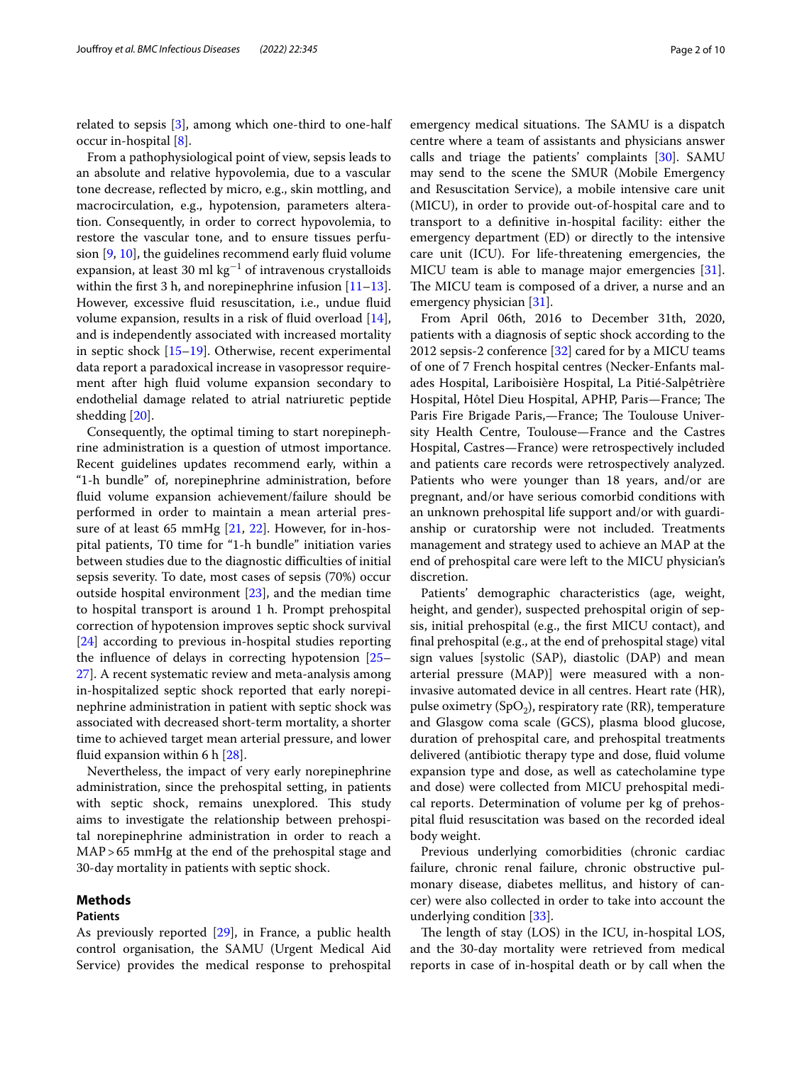related to sepsis [3], among which one-third to one-half occur in-hospital [8].

From a pathophysiological point of view, sepsis leads to an absolute and relative hypovolemia, due to a vascular tone decrease, reflected by micro, e.g., skin mottling, and macrocirculation, e.g., hypotension, parameters alteration. Consequently, in order to correct hypovolemia, to restore the vascular tone, and to ensure tissues perfusion [9, 10], the guidelines recommend early fluid volume expansion, at least 30 ml $kg^{-1}$ of intravenous crystalloids within the first 3 h, and norepinephrine infusion [11–13]. However, excessive fluid resuscitation, i.e., undue fluid volume expansion, results in a risk of fluid overload [14], and is independently associated with increased mortality in septic shock [15–19]. Otherwise, recent experimental data report a paradoxical increase in vasopressor requirement after high fluid volume expansion secondary to endothelial damage related to atrial natriuretic peptide shedding [20].

Consequently, the optimal timing to start norepinephrine administration is a question of utmost importance. Recent guidelines updates recommend early, within a "1-h bundle" of, norepinephrine administration, before fluid volume expansion achievement/failure should be performed in order to maintain a mean arterial pressure of at least 65 mmHg [21, 22]. However, for in-hospital patients, T0 time for "1-h bundle" initiation varies between studies due to the diagnostic difficulties of initial sepsis severity. To date, most cases of sepsis (70%) occur outside hospital environment [23], and the median time to hospital transport is around 1 h. Prompt prehospital correction of hypotension improves septic shock survival [24] according to previous in-hospital studies reporting the influence of delays in correcting hypotension [25–27]. A recent systematic review and meta-analysis among in-hospitalized septic shock reported that early norepinephrine administration in patient with septic shock was associated with decreased short-term mortality, a shorter time to achieved target mean arterial pressure, and lower fluid expansion within 6 h [28].

Nevertheless, the impact of very early norepinephrine administration, since the prehospital setting, in patients with septic shock, remains unexplored. This study aims to investigate the relationship between prehospital norepinephrine administration in order to reach a MAP > 65 mmHg at the end of the prehospital stage and 30-day mortality in patients with septic shock.

## Methods

### Patients

As previously reported [29], in France, a public health control organisation, the SAMU (Urgent Medical Aid Service) provides the medical response to prehospital emergency medical situations. The SAMU is a dispatch centre where a team of assistants and physicians answer calls and triage the patients' complaints [30]. SAMU may send to the scene the SMUR (Mobile Emergency and Resuscitation Service), a mobile intensive care unit (MICU), in order to provide out-of-hospital care and to transport to a definitive in-hospital facility: either the emergency department (ED) or directly to the intensive care unit (ICU). For life-threatening emergencies, the MICU team is able to manage major emergencies [31]. The MICU team is composed of a driver, a nurse and an emergency physician [31].

From April 06th, 2016 to December 31th, 2020, patients with a diagnosis of septic shock according to the 2012 sepsis-2 conference [32] cared for by a MICU teams of one of 7 French hospital centres (Necker-Enfants malades Hospital, Lariboisière Hospital, La Pitié-Salpêtrière Hospital, Hôtel Dieu Hospital, APHP, Paris—France; The Paris Fire Brigade Paris,—France; The Toulouse University Health Centre, Toulouse—France and the Castres Hospital, Castres—France) were retrospectively included and patients care records were retrospectively analyzed. Patients who were younger than 18 years, and/or are pregnant, and/or have serious comorbid conditions with an unknown prehospital life support and/or with guardianship or curatorship were not included. Treatments management and strategy used to achieve an MAP at the end of prehospital care were left to the MICU physician's discretion.

Patients' demographic characteristics (age, weight, height, and gender), suspected prehospital origin of sepsis, initial prehospital (e.g., the first MICU contact), and final prehospital (e.g., at the end of prehospital stage) vital sign values [systolic (SAP), diastolic (DAP) and mean arterial pressure (MAP)] were measured with a non-invasive automated device in all centres. Heart rate (HR), pulse oximetry ($SpO_2$), respiratory rate (RR), temperature and Glasgow coma scale (GCS), plasma blood glucose, duration of prehospital care, and prehospital treatments delivered (antibiotic therapy type and dose, fluid volume expansion type and dose, as well as catecholamine type and dose) were collected from MICU prehospital medical reports. Determination of volume per kg of prehospital fluid resuscitation was based on the recorded ideal body weight.

Previous underlying comorbidities (chronic cardiac failure, chronic renal failure, chronic obstructive pulmonary disease, diabetes mellitus, and history of cancer) were also collected in order to take into account the underlying condition [33].

The length of stay (LOS) in the ICU, in-hospital LOS, and the 30-day mortality were retrieved from medical reports in case of in-hospital death or by call when the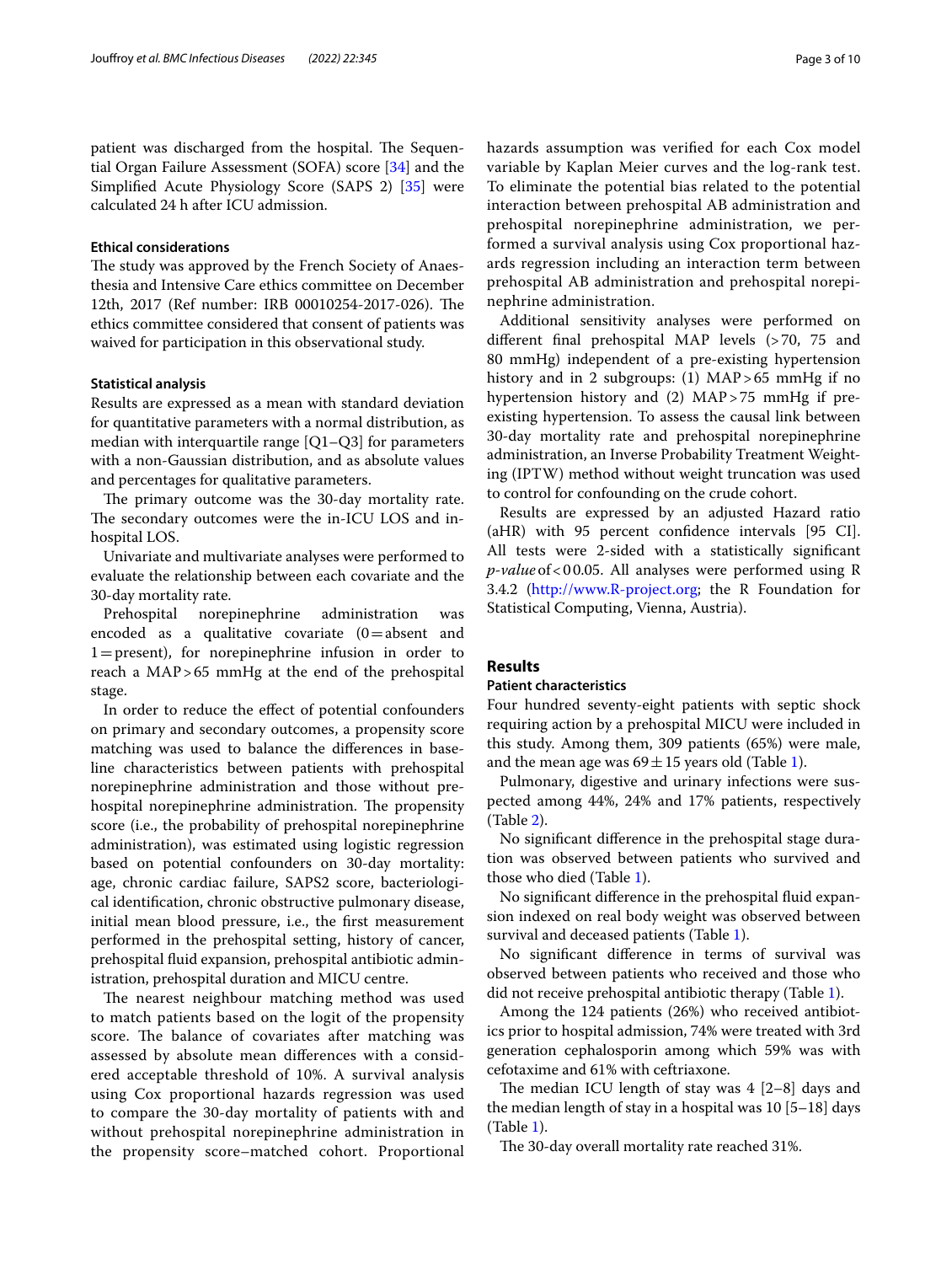patient was discharged from the hospital. The Sequential Organ Failure Assessment (SOFA) score [34] and the Simplified Acute Physiology Score (SAPS 2) [35] were calculated 24 h after ICU admission.

### Ethical considerations

The study was approved by the French Society of Anaesthesia and Intensive Care ethics committee on December 12th, 2017 (Ref number: IRB 00010254-2017-026). The ethics committee considered that consent of patients was waived for participation in this observational study.

### Statistical analysis

Results are expressed as a mean with standard deviation for quantitative parameters with a normal distribution, as median with interquartile range [Q1–Q3] for parameters with a non-Gaussian distribution, and as absolute values and percentages for qualitative parameters.

The primary outcome was the 30-day mortality rate. The secondary outcomes were the in-ICU LOS and in-hospital LOS.

Univariate and multivariate analyses were performed to evaluate the relationship between each covariate and the 30-day mortality rate.

Prehospital norepinephrine administration was encoded as a qualitative covariate (0 = absent and 1 = present), for norepinephrine infusion in order to reach a MAP > 65 mmHg at the end of the prehospital stage.

In order to reduce the effect of potential confounders on primary and secondary outcomes, a propensity score matching was used to balance the differences in baseline characteristics between patients with prehospital norepinephrine administration and those without prehospital norepinephrine administration. The propensity score (i.e., the probability of prehospital norepinephrine administration), was estimated using logistic regression based on potential confounders on 30-day mortality: age, chronic cardiac failure, SAPS2 score, bacteriological identification, chronic obstructive pulmonary disease, initial mean blood pressure, i.e., the first measurement performed in the prehospital setting, history of cancer, prehospital fluid expansion, prehospital antibiotic administration, prehospital duration and MICU centre.

The nearest neighbour matching method was used to match patients based on the logit of the propensity score. The balance of covariates after matching was assessed by absolute mean differences with a considered acceptable threshold of 10%. A survival analysis using Cox proportional hazards regression was used to compare the 30-day mortality of patients with and without prehospital norepinephrine administration in the propensity score–matched cohort. Proportional hazards assumption was verified for each Cox model variable by Kaplan Meier curves and the log-rank test. To eliminate the potential bias related to the potential interaction between prehospital AB administration and prehospital norepinephrine administration, we performed a survival analysis using Cox proportional hazards regression including an interaction term between prehospital AB administration and prehospital norepinephrine administration.

Additional sensitivity analyses were performed on different final prehospital MAP levels (> 70, 75 and 80 mmHg) independent of a pre-existing hypertension history and in 2 subgroups: (1) MAP > 65 mmHg if no hypertension history and (2) MAP > 75 mmHg if pre-existing hypertension. To assess the causal link between 30-day mortality rate and prehospital norepinephrine administration, an Inverse Probability Treatment Weighting (IPTW) method without weight truncation was used to control for confounding on the crude cohort.

Results are expressed by an adjusted Hazard ratio (aHR) with 95 percent confidence intervals [95 CI]. All tests were 2-sided with a statistically significant *p-value* of < 0 0.05. All analyses were performed using R 3.4.2 (http://www.R-project.org; the R Foundation for Statistical Computing, Vienna, Austria).

## Results

### Patient characteristics

Four hundred seventy-eight patients with septic shock requiring action by a prehospital MICU were included in this study. Among them, 309 patients (65%) were male, and the mean age was 69 ± 15 years old (Table 1).

Pulmonary, digestive and urinary infections were suspected among 44%, 24% and 17% patients, respectively (Table 2).

No significant difference in the prehospital stage duration was observed between patients who survived and those who died (Table 1).

No significant difference in the prehospital fluid expansion indexed on real body weight was observed between survival and deceased patients (Table 1).

No significant difference in terms of survival was observed between patients who received and those who did not receive prehospital antibiotic therapy (Table 1).

Among the 124 patients (26%) who received antibiotics prior to hospital admission, 74% were treated with 3rd generation cephalosporin among which 59% was with cefotaxime and 61% with ceftriaxone.

The median ICU length of stay was 4 [2–8] days and the median length of stay in a hospital was 10 [5–18] days (Table 1).

The 30-day overall mortality rate reached 31%.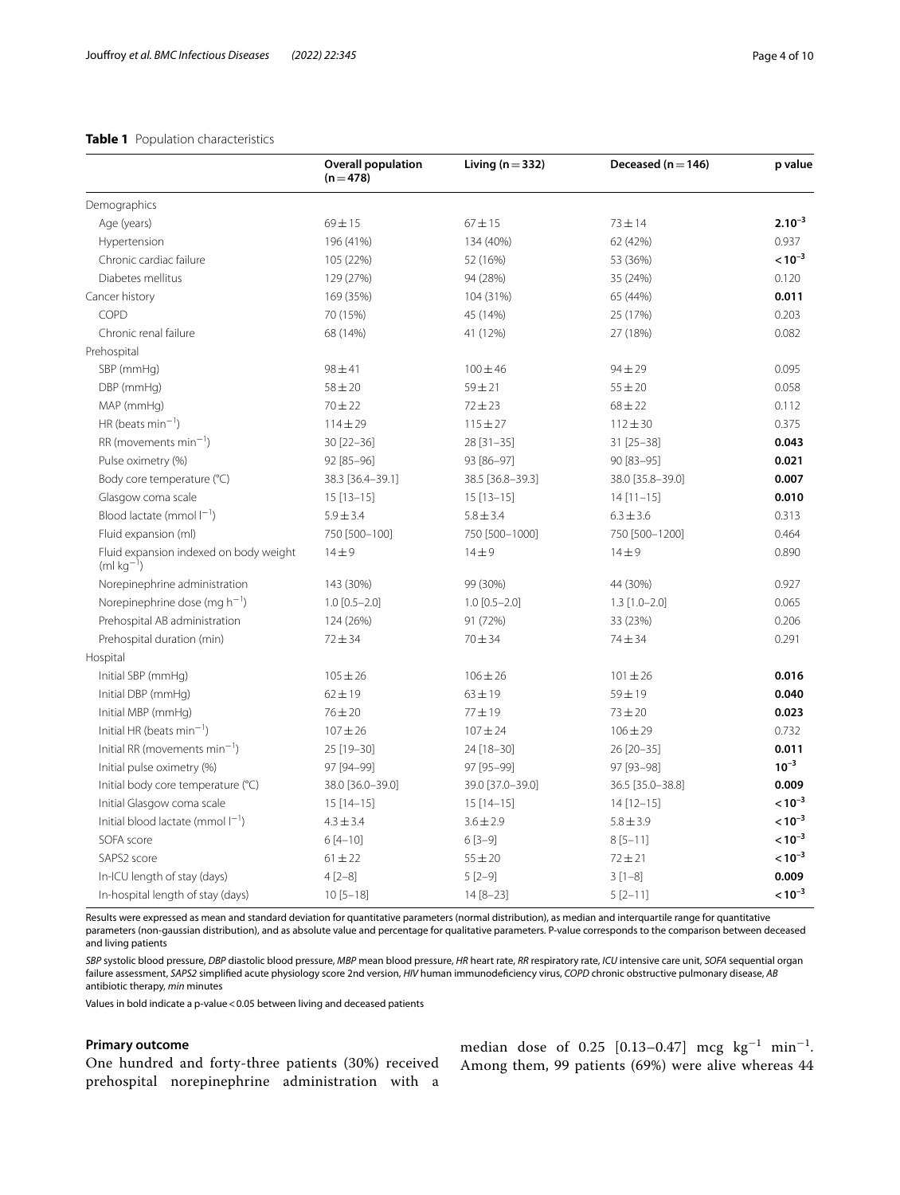**Table 1** Population characteristics

| | Overall population (n = 478) | Living (n = 332) | Deceased (n = 146) | p value |
|---|---|---|---|---|
| Demographics | | | | |
| Age (years) | 69 ± 15 | 67 ± 15 | 73 ± 14 | **$2.10^{-3}$** |
| Hypertension | 196 (41%) | 134 (40%) | 62 (42%) | 0.937 |
| Chronic cardiac failure | 105 (22%) | 52 (16%) | 53 (36%) | **$<10^{-3}$** |
| Diabetes mellitus | 129 (27%) | 94 (28%) | 35 (24%) | 0.120 |
| Cancer history | 169 (35%) | 104 (31%) | 65 (44%) | **0.011** |
| COPD | 70 (15%) | 45 (14%) | 25 (17%) | 0.203 |
| Chronic renal failure | 68 (14%) | 41 (12%) | 27 (18%) | 0.082 |
| Prehospital | | | | |
| SBP (mmHg) | 98 ± 41 | 100 ± 46 | 94 ± 29 | 0.095 |
| DBP (mmHg) | 58 ± 20 | 59 ± 21 | 55 ± 20 | 0.058 |
| MAP (mmHg) | 70 ± 22 | 72 ± 23 | 68 ± 22 | 0.112 |
| HR (beats $min^{-1}$) | 114 ± 29 | 115 ± 27 | 112 ± 30 | 0.375 |
| RR (movements $min^{-1}$) | 30 [22–36] | 28 [31–35] | 31 [25–38] | **0.043** |
| Pulse oximetry (%) | 92 [85–96] | 93 [86–97] | 90 [83–95] | **0.021** |
| Body core temperature (°C) | 38.3 [36.4–39.1] | 38.5 [36.8–39.3] | 38.0 [35.8–39.0] | **0.007** |
| Glasgow coma scale | 15 [13–15] | 15 [13–15] | 14 [11–15] | **0.010** |
| Blood lactate (mmol $l^{-1}$) | 5.9 ± 3.4 | 5.8 ± 3.4 | 6.3 ± 3.6 | 0.313 |
| Fluid expansion (ml) | 750 [500–100] | 750 [500–1000] | 750 [500–1200] | 0.464 |
| Fluid expansion indexed on body weight (ml $kg^{-1}$) | 14 ± 9 | 14 ± 9 | 14 ± 9 | 0.890 |
| Norepinephrine administration | 143 (30%) | 99 (30%) | 44 (30%) | 0.927 |
| Norepinephrine dose (mg $h^{-1}$) | 1.0 [0.5–2.0] | 1.0 [0.5–2.0] | 1.3 [1.0–2.0] | 0.065 |
| Prehospital AB administration | 124 (26%) | 91 (72%) | 33 (23%) | 0.206 |
| Prehospital duration (min) | 72 ± 34 | 70 ± 34 | 74 ± 34 | 0.291 |
| Hospital | | | | |
| Initial SBP (mmHg) | 105 ± 26 | 106 ± 26 | 101 ± 26 | **0.016** |
| Initial DBP (mmHg) | 62 ± 19 | 63 ± 19 | 59 ± 19 | **0.040** |
| Initial MBP (mmHg) | 76 ± 20 | 77 ± 19 | 73 ± 20 | **0.023** |
| Initial HR (beats $min^{-1}$) | 107 ± 26 | 107 ± 24 | 106 ± 29 | 0.732 |
| Initial RR (movements $min^{-1}$) | 25 [19–30] | 24 [18–30] | 26 [20–35] | **0.011** |
| Initial pulse oximetry (%) | 97 [94–99] | 97 [95–99] | 97 [93–98] | **$10^{-3}$** |
| Initial body core temperature (°C) | 38.0 [36.0–39.0] | 39.0 [37.0–39.0] | 36.5 [35.0–38.8] | **0.009** |
| Initial Glasgow coma scale | 15 [14–15] | 15 [14–15] | 14 [12–15] | **$<10^{-3}$** |
| Initial blood lactate (mmol $l^{-1}$) | 4.3 ± 3.4 | 3.6 ± 2.9 | 5.8 ± 3.9 | **$<10^{-3}$** |
| SOFA score | 6 [4–10] | 6 [3–9] | 8 [5–11] | **$<10^{-3}$** |
| SAPS2 score | 61 ± 22 | 55 ± 20 | 72 ± 21 | **$<10^{-3}$** |
| In-ICU length of stay (days) | 4 [2–8] | 5 [2–9] | 3 [1–8] | **0.009** |
| In-hospital length of stay (days) | 10 [5–18] | 14 [8–23] | 5 [2–11] | **$<10^{-3}$** |

Results were expressed as mean and standard deviation for quantitative parameters (normal distribution), as median and interquartile range for quantitative parameters (non-gaussian distribution), and as absolute value and percentage for qualitative parameters. P-value corresponds to the comparison between deceased and living patients

*SBP* systolic blood pressure, *DBP* diastolic blood pressure, *MBP* mean blood pressure, *HR* heart rate, *RR* respiratory rate, *ICU* intensive care unit, *SOFA* sequential organ failure assessment, *SAPS2* simplified acute physiology score 2nd version, *HIV* human immunodeficiency virus, *COPD* chronic obstructive pulmonary disease, *AB* antibiotic therapy, *min* minutes

Values in bold indicate a p-value < 0.05 between living and deceased patients

### Primary outcome

One hundred and forty-three patients (30%) received prehospital norepinephrine administration with a median dose of 0.25 [0.13–0.47] mcg $kg^{-1}$ $min^{-1}$. Among them, 99 patients (69%) were alive whereas 44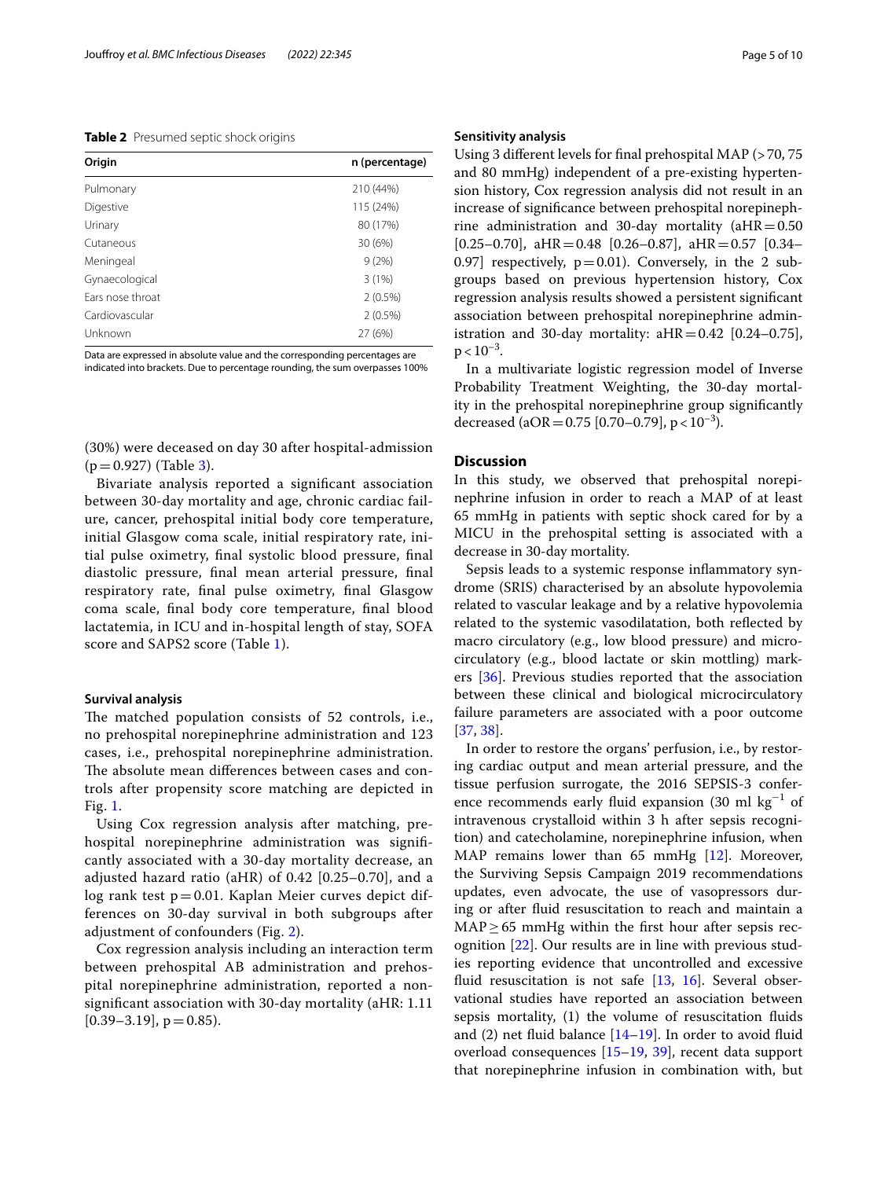**Table 2** Presumed septic shock origins

| Origin | n (percentage) |
|---|---|
| Pulmonary | 210 (44%) |
| Digestive | 115 (24%) |
| Urinary | 80 (17%) |
| Cutaneous | 30 (6%) |
| Meningeal | 9 (2%) |
| Gynaecological | 3 (1%) |
| Ears nose throat | 2 (0.5%) |
| Cardiovascular | 2 (0.5%) |
| Unknown | 27 (6%) |

Data are expressed in absolute value and the corresponding percentages are indicated into brackets. Due to percentage rounding, the sum overpasses 100%

(30%) were deceased on day 30 after hospital-admission ($p=0.927$) (Table 3).

Bivariate analysis reported a significant association between 30-day mortality and age, chronic cardiac failure, cancer, prehospital initial body core temperature, initial Glasgow coma scale, initial respiratory rate, initial pulse oximetry, final systolic blood pressure, final diastolic pressure, final mean arterial pressure, final respiratory rate, final pulse oximetry, final Glasgow coma scale, final body core temperature, final blood lactatemia, in ICU and in-hospital length of stay, SOFA score and SAPS2 score (Table 1).

### Survival analysis

The matched population consists of 52 controls, i.e., no prehospital norepinephrine administration and 123 cases, i.e., prehospital norepinephrine administration. The absolute mean differences between cases and controls after propensity score matching are depicted in Fig. 1.

Using Cox regression analysis after matching, prehospital norepinephrine administration was significantly associated with a 30-day mortality decrease, an adjusted hazard ratio (aHR) of 0.42 [0.25–0.70], and a log rank test $p=0.01$. Kaplan Meier curves depict differences on 30-day survival in both subgroups after adjustment of confounders (Fig. 2).

Cox regression analysis including an interaction term between prehospital AB administration and prehospital norepinephrine administration, reported a non-significant association with 30-day mortality (aHR: 1.11 [0.39–3.19], $p=0.85$).

### Sensitivity analysis

Using 3 different levels for final prehospital MAP (>70, 75 and 80 mmHg) independent of a pre-existing hypertension history, Cox regression analysis did not result in an increase of significance between prehospital norepinephrine administration and 30-day mortality (aHR = 0.50 [0.25–0.70], aHR = 0.48 [0.26–0.87], aHR = 0.57 [0.34–0.97] respectively, $p=0.01$). Conversely, in the 2 subgroups based on previous hypertension history, Cox regression analysis results showed a persistent significant association between prehospital norepinephrine administration and 30-day mortality: aHR = 0.42 [0.24–0.75], $p<10^{-3}$.

In a multivariate logistic regression model of Inverse Probability Treatment Weighting, the 30-day mortality in the prehospital norepinephrine group significantly decreased (aOR = 0.75 [0.70–0.79], $p<10^{-3}$).

## Discussion

In this study, we observed that prehospital norepinephrine infusion in order to reach a MAP of at least 65 mmHg in patients with septic shock cared for by a MICU in the prehospital setting is associated with a decrease in 30-day mortality.

Sepsis leads to a systemic response inflammatory syndrome (SRIS) characterised by an absolute hypovolemia related to vascular leakage and by a relative hypovolemia related to the systemic vasodilatation, both reflected by macro circulatory (e.g., low blood pressure) and microcirculatory (e.g., blood lactate or skin mottling) markers [36]. Previous studies reported that the association between these clinical and biological microcirculatory failure parameters are associated with a poor outcome [37, 38].

In order to restore the organs' perfusion, i.e., by restoring cardiac output and mean arterial pressure, and the tissue perfusion surrogate, the 2016 SEPSIS-3 conference recommends early fluid expansion (30 ml $kg^{-1}$ of intravenous crystalloid within 3 h after sepsis recognition) and catecholamine, norepinephrine infusion, when MAP remains lower than 65 mmHg [12]. Moreover, the Surviving Sepsis Campaign 2019 recommendations updates, even advocate, the use of vasopressors during or after fluid resuscitation to reach and maintain a MAP ≥ 65 mmHg within the first hour after sepsis recognition [22]. Our results are in line with previous studies reporting evidence that uncontrolled and excessive fluid resuscitation is not safe [13, 16]. Several observational studies have reported an association between sepsis mortality, (1) the volume of resuscitation fluids and (2) net fluid balance [14–19]. In order to avoid fluid overload consequences [15–19, 39], recent data support that norepinephrine infusion in combination with, but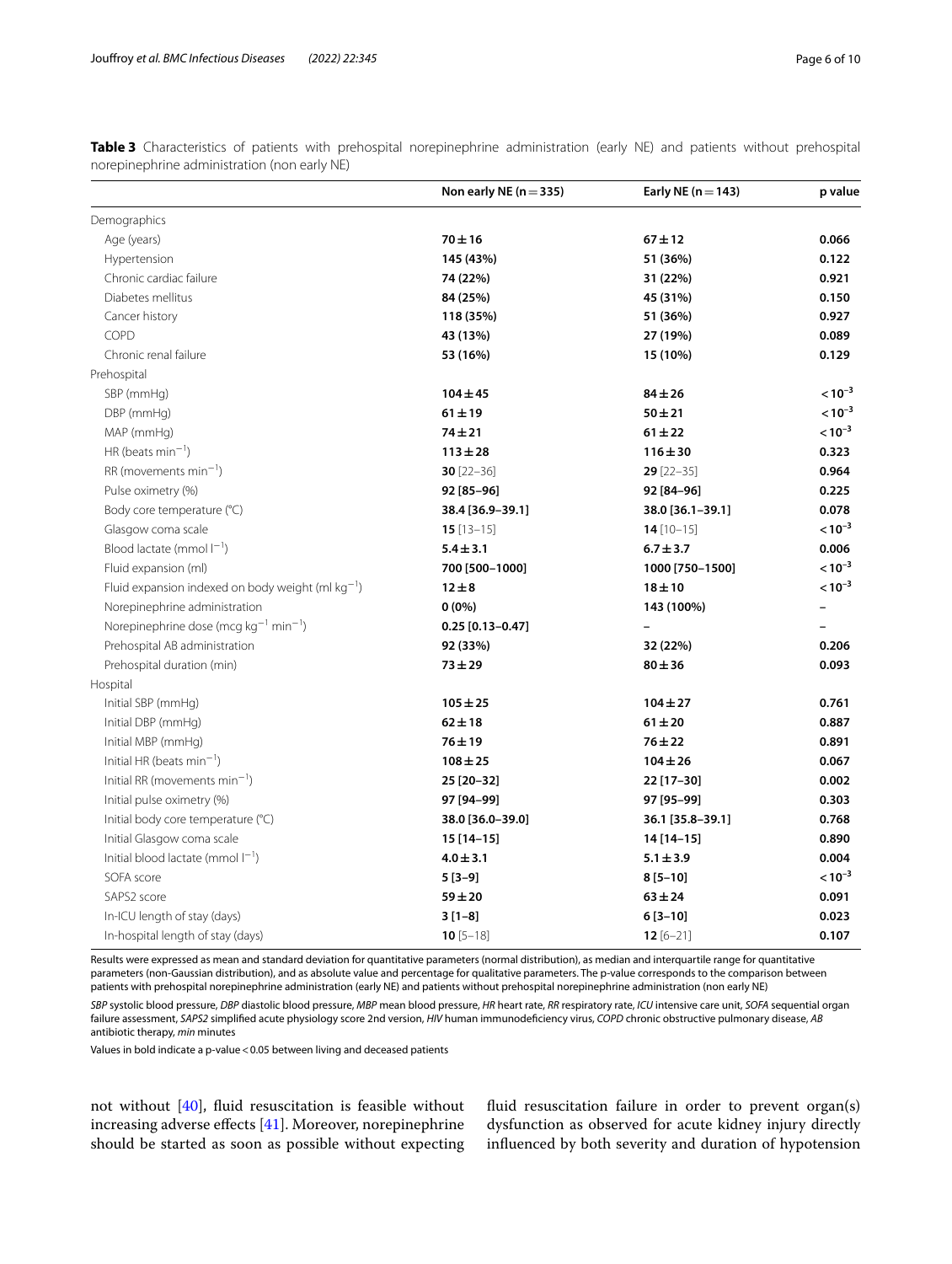**Table 3** Characteristics of patients with prehospital norepinephrine administration (early NE) and patients without prehospital norepinephrine administration (non early NE)

| | Non early NE (n = 335) | Early NE (n = 143) | p value |
|---|---|---|---|
| Demographics | | | |
| Age (years) | **70 ± 16** | **67 ± 12** | **0.066** |
| Hypertension | **145 (43%)** | **51 (36%)** | **0.122** |
| Chronic cardiac failure | **74 (22%)** | **31 (22%)** | **0.921** |
| Diabetes mellitus | **84 (25%)** | **45 (31%)** | **0.150** |
| Cancer history | **118 (35%)** | **51 (36%)** | **0.927** |
| COPD | **43 (13%)** | **27 (19%)** | **0.089** |
| Chronic renal failure | **53 (16%)** | **15 (10%)** | **0.129** |
| Prehospital | | | |
| SBP (mmHg) | **104 ± 45** | **84 ± 26** | $< 10^{-3}$ |
| DBP (mmHg) | **61 ± 19** | **50 ± 21** | $< 10^{-3}$ |
| MAP (mmHg) | **74 ± 21** | **61 ± 22** | $< 10^{-3}$ |
| HR (beats $min^{-1}$) | **113 ± 28** | **116 ± 30** | **0.323** |
| RR (movements $min^{-1}$) | **30** [22–36] | **29** [22–35] | **0.964** |
| Pulse oximetry (%) | **92 [85–96]** | **92 [84–96]** | **0.225** |
| Body core temperature (°C) | **38.4 [36.9–39.1]** | **38.0 [36.1–39.1]** | **0.078** |
| Glasgow coma scale | **15** [13–15] | **14** [10–15] | $< 10^{-3}$ |
| Blood lactate (mmol $l^{-1}$) | **5.4 ± 3.1** | **6.7 ± 3.7** | **0.006** |
| Fluid expansion (ml) | **700 [500–1000]** | **1000 [750–1500]** | $< 10^{-3}$ |
| Fluid expansion indexed on body weight (ml $kg^{-1}$) | **12 ± 8** | **18 ± 10** | $< 10^{-3}$ |
| Norepinephrine administration | **0 (0%)** | **143 (100%)** | – |
| Norepinephrine dose (mcg $kg^{-1}$ $min^{-1}$) | **0.25 [0.13–0.47]** | – | – |
| Prehospital AB administration | **92 (33%)** | **32 (22%)** | **0.206** |
| Prehospital duration (min) | **73 ± 29** | **80 ± 36** | **0.093** |
| Hospital | | | |
| Initial SBP (mmHg) | **105 ± 25** | **104 ± 27** | **0.761** |
| Initial DBP (mmHg) | **62 ± 18** | **61 ± 20** | **0.887** |
| Initial MBP (mmHg) | **76 ± 19** | **76 ± 22** | **0.891** |
| Initial HR (beats $min^{-1}$) | **108 ± 25** | **104 ± 26** | **0.067** |
| Initial RR (movements $min^{-1}$) | **25 [20–32]** | **22 [17–30]** | **0.002** |
| Initial pulse oximetry (%) | **97 [94–99]** | **97 [95–99]** | **0.303** |
| Initial body core temperature (°C) | **38.0 [36.0–39.0]** | **36.1 [35.8–39.1]** | **0.768** |
| Initial Glasgow coma scale | **15 [14–15]** | **14 [14–15]** | **0.890** |
| Initial blood lactate (mmol $l^{-1}$) | **4.0 ± 3.1** | **5.1 ± 3.9** | **0.004** |
| SOFA score | **5 [3–9]** | **8 [5–10]** | $< 10^{-3}$ |
| SAPS2 score | **59 ± 20** | **63 ± 24** | **0.091** |
| In-ICU length of stay (days) | **3 [1–8]** | **6 [3–10]** | **0.023** |
| In-hospital length of stay (days) | **10** [5–18] | **12** [6–21] | **0.107** |

Results were expressed as mean and standard deviation for quantitative parameters (normal distribution), as median and interquartile range for quantitative parameters (non-Gaussian distribution), and as absolute value and percentage for qualitative parameters. The p-value corresponds to the comparison between patients with prehospital norepinephrine administration (early NE) and patients without prehospital norepinephrine administration (non early NE)

*SBP* systolic blood pressure, *DBP* diastolic blood pressure, *MBP* mean blood pressure, *HR* heart rate, *RR* respiratory rate, *ICU* intensive care unit, *SOFA* sequential organ failure assessment, *SAPS2* simplified acute physiology score 2nd version, *HIV* human immunodeficiency virus, *COPD* chronic obstructive pulmonary disease, *AB* antibiotic therapy, *min* minutes

Values in bold indicate a p-value < 0.05 between living and deceased patients

not without [40], fluid resuscitation is feasible without increasing adverse effects [41]. Moreover, norepinephrine should be started as soon as possible without expecting fluid resuscitation failure in order to prevent organ(s) dysfunction as observed for acute kidney injury directly influenced by both severity and duration of hypotension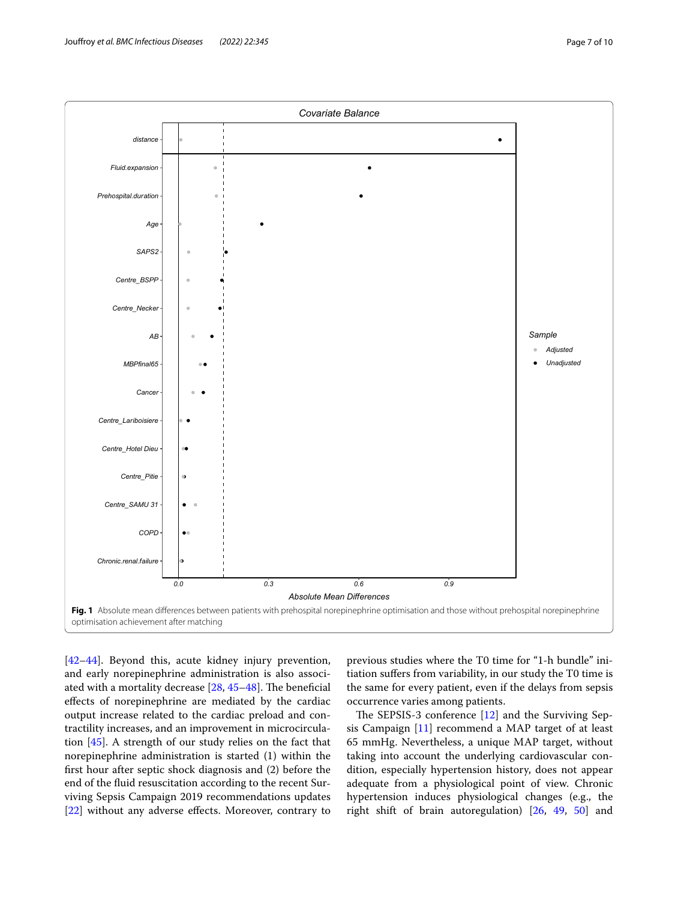Fig. 1 Absolute mean differences between patients with prehospital norepinephrine optimisation and those without prehospital norepinephrine optimisation achievement after matching

[42–44]. Beyond this, acute kidney injury prevention, and early norepinephrine administration is also associated with a mortality decrease [28, 45–48]. The beneficial effects of norepinephrine are mediated by the cardiac output increase related to the cardiac preload and contractility increases, and an improvement in microcirculation [45]. A strength of our study relies on the fact that norepinephrine administration is started (1) within the first hour after septic shock diagnosis and (2) before the end of the fluid resuscitation according to the recent Surviving Sepsis Campaign 2019 recommendations updates [22] without any adverse effects. Moreover, contrary to previous studies where the T0 time for "1-h bundle" initiation suffers from variability, in our study the T0 time is the same for every patient, even if the delays from sepsis occurrence varies among patients.

The SEPSIS-3 conference [12] and the Surviving Sepsis Campaign [11] recommend a MAP target of at least 65 mmHg. Nevertheless, a unique MAP target, without taking into account the underlying cardiovascular condition, especially hypertension history, does not appear adequate from a physiological point of view. Chronic hypertension induces physiological changes (e.g., the right shift of brain autoregulation) [26, 49, 50] and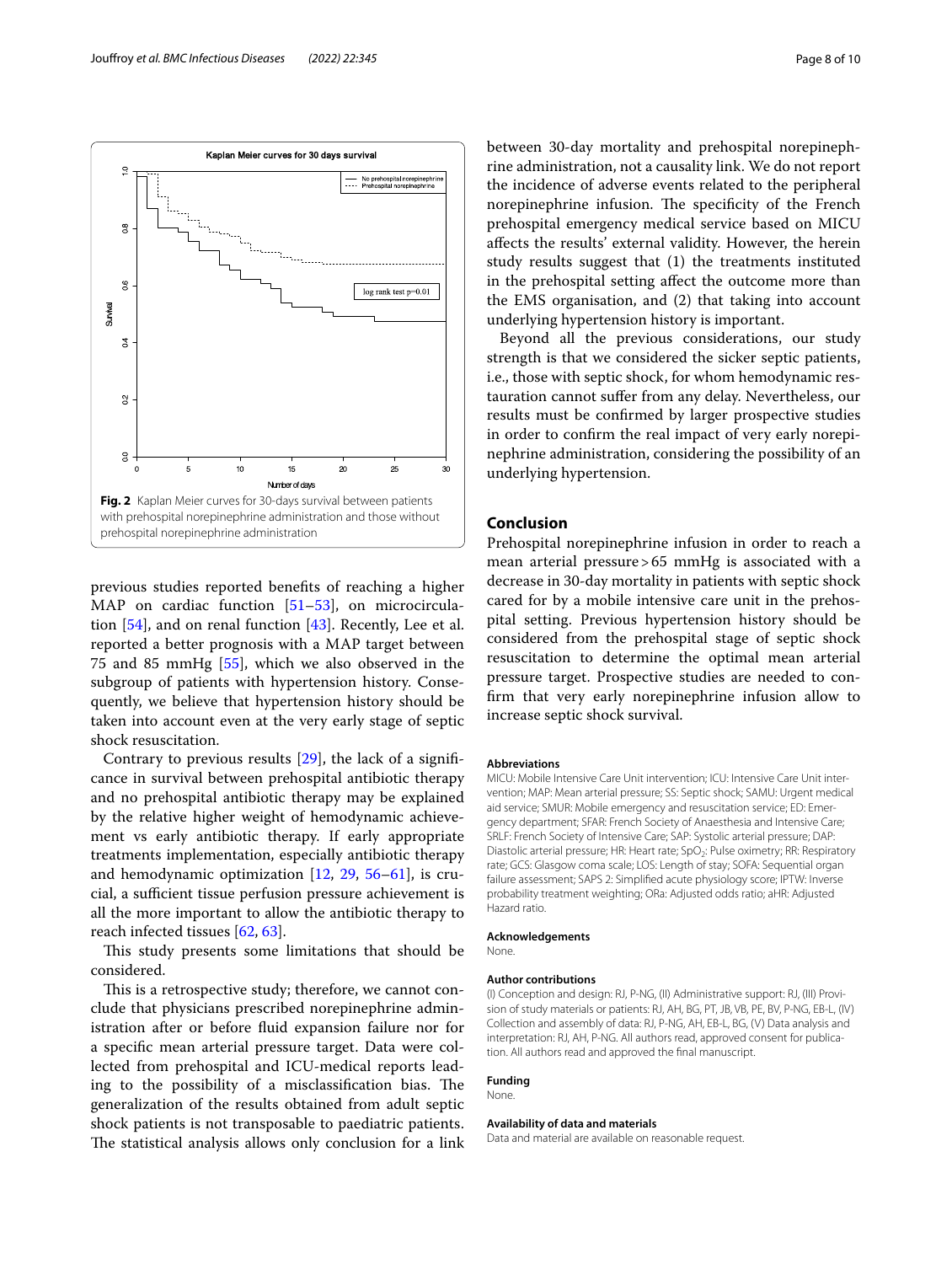Fig. 2 Kaplan Meier curves for 30-days survival between patients with prehospital norepinephrine administration and those without prehospital norepinephrine administration

previous studies reported benefits of reaching a higher MAP on cardiac function [51–53], on microcirculation [54], and on renal function [43]. Recently, Lee et al. reported a better prognosis with a MAP target between 75 and 85 mmHg [55], which we also observed in the subgroup of patients with hypertension history. Consequently, we believe that hypertension history should be taken into account even at the very early stage of septic shock resuscitation.

Contrary to previous results [29], the lack of a significance in survival between prehospital antibiotic therapy and no prehospital antibiotic therapy may be explained by the relative higher weight of hemodynamic achievement vs early antibiotic therapy. If early appropriate treatments implementation, especially antibiotic therapy and hemodynamic optimization [12, 29, 56–61], is crucial, a sufficient tissue perfusion pressure achievement is all the more important to allow the antibiotic therapy to reach infected tissues [62, 63].

This study presents some limitations that should be considered.

This is a retrospective study; therefore, we cannot conclude that physicians prescribed norepinephrine administration after or before fluid expansion failure nor for a specific mean arterial pressure target. Data were collected from prehospital and ICU-medical reports leading to the possibility of a misclassification bias. The generalization of the results obtained from adult septic shock patients is not transposable to paediatric patients. The statistical analysis allows only conclusion for a link between 30-day mortality and prehospital norepinephrine administration, not a causality link. We do not report the incidence of adverse events related to the peripheral norepinephrine infusion. The specificity of the French prehospital emergency medical service based on MICU affects the results' external validity. However, the herein study results suggest that (1) the treatments instituted in the prehospital setting affect the outcome more than the EMS organisation, and (2) that taking into account underlying hypertension history is important.

Beyond all the previous considerations, our study strength is that we considered the sicker septic patients, i.e., those with septic shock, for whom hemodynamic restauration cannot suffer from any delay. Nevertheless, our results must be confirmed by larger prospective studies in order to confirm the real impact of very early norepinephrine administration, considering the possibility of an underlying hypertension.

## Conclusion

Prehospital norepinephrine infusion in order to reach a mean arterial pressure > 65 mmHg is associated with a decrease in 30-day mortality in patients with septic shock cared for by a mobile intensive care unit in the prehospital setting. Previous hypertension history should be considered from the prehospital stage of septic shock resuscitation to determine the optimal mean arterial pressure target. Prospective studies are needed to confirm that very early norepinephrine infusion allow to increase septic shock survival.

### Abbreviations

MICU: Mobile Intensive Care Unit intervention; ICU: Intensive Care Unit intervention; MAP: Mean arterial pressure; SS: Septic shock; SAMU: Urgent medical aid service; SMUR: Mobile emergency and resuscitation service; ED: Emergency department; SFAR: French Society of Anaesthesia and Intensive Care; SRLF: French Society of Intensive Care; SAP: Systolic arterial pressure; DAP: Diastolic arterial pressure; HR: Heart rate; $SpO_2$: Pulse oximetry; RR: Respiratory rate; GCS: Glasgow coma scale; LOS: Length of stay; SOFA: Sequential organ failure assessment; SAPS 2: Simplified acute physiology score; IPTW: Inverse probability treatment weighting; ORa: Adjusted odds ratio; aHR: Adjusted Hazard ratio.

### Acknowledgements

None.

### Author contributions

(I) Conception and design: RJ, P-NG, (II) Administrative support: RJ, (III) Provision of study materials or patients: RJ, AH, BG, PT, JB, VB, PE, BV, P-NG, EB-L, (IV) Collection and assembly of data: RJ, P-NG, AH, EB-L, BG, (V) Data analysis and interpretation: RJ, AH, P-NG. All authors read, approved consent for publication. All authors read and approved the final manuscript.

### Funding

None.

### Availability of data and materials

Data and material are available on reasonable request.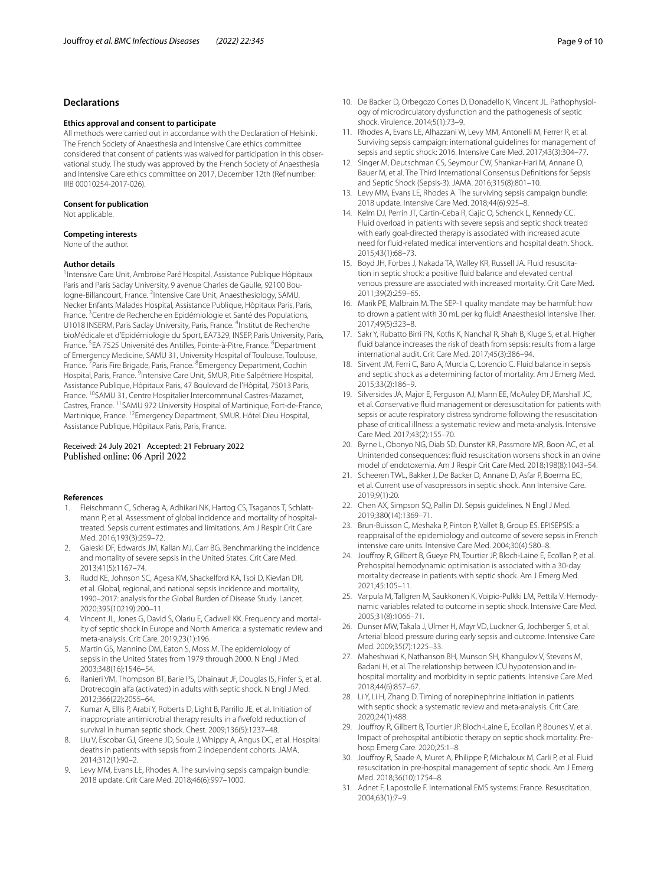## Declarations

### Ethics approval and consent to participate

All methods were carried out in accordance with the Declaration of Helsinki. The French Society of Anaesthesia and Intensive Care ethics committee considered that consent of patients was waived for participation in this observational study. The study was approved by the French Society of Anaesthesia and Intensive Care ethics committee on 2017, December 12th (Ref number: IRB 00010254-2017-026).

### Consent for publication

Not applicable.

### Competing interests

None of the author.

### Author details

[1]Intensive Care Unit, Ambroise Paré Hospital, Assistance Publique Hôpitaux Paris and Paris Saclay University, 9 avenue Charles de Gaulle, 92100 Boulogne-Billancourt, France. [2]Intensive Care Unit, Anaesthesiology, SAMU, Necker Enfants Malades Hospital, Assistance Publique, Hôpitaux Paris, Paris, France. [3]Centre de Recherche en Epidémiologie et Santé des Populations, U1018 INSERM, Paris Saclay University, Paris, France. [4]Institut de Recherche bioMédicale et d'Epidémiologie du Sport, EA7329, INSEP, Paris University, Paris, France. [5]EA 7525 Université des Antilles, Pointe-à-Pitre, France. [6]Department of Emergency Medicine, SAMU 31, University Hospital of Toulouse, Toulouse, France. [7]Paris Fire Brigade, Paris, France. [8]Emergency Department, Cochin Hospital, Paris, France. [9]Intensive Care Unit, SMUR, Pitie Salpêtriere Hospital, Assistance Publique, Hôpitaux Paris, 47 Boulevard de l'Hôpital, 75013 Paris, France. [10]SAMU 31, Centre Hospitalier Intercommunal Castres-Mazamet, Castres, France. [11]SAMU 972 University Hospital of Martinique, Fort-de-France, Martinique, France. [12]Emergency Department, SMUR, Hôtel Dieu Hospital, Assistance Publique, Hôpitaux Paris, Paris, France.

Received: 24 July 2021 Accepted: 21 February 2022
Published online: 06 April 2022

## References

1. Fleischmann C, Scherag A, Adhikari NK, Hartog CS, Tsaganos T, Schlattmann P, et al. Assessment of global incidence and mortality of hospital-treated. Sepsis current estimates and limitations. Am J Respir Crit Care Med. 2016;193(3):259–72.
2. Gaieski DF, Edwards JM, Kallan MJ, Carr BG. Benchmarking the incidence and mortality of severe sepsis in the United States. Crit Care Med. 2013;41(5):1167–74.
3. Rudd KE, Johnson SC, Agesa KM, Shackelford KA, Tsoi D, Kievlan DR, et al. Global, regional, and national sepsis incidence and mortality, 1990–2017: analysis for the Global Burden of Disease Study. Lancet. 2020;395(10219):200–11.
4. Vincent JL, Jones G, David S, Olariu E, Cadwell KK. Frequency and mortality of septic shock in Europe and North America: a systematic review and meta-analysis. Crit Care. 2019;23(1):196.
5. Martin GS, Mannino DM, Eaton S, Moss M. The epidemiology of sepsis in the United States from 1979 through 2000. N Engl J Med. 2003;348(16):1546–54.
6. Ranieri VM, Thompson BT, Barie PS, Dhainaut JF, Douglas IS, Finfer S, et al. Drotrecogin alfa (activated) in adults with septic shock. N Engl J Med. 2012;366(22):2055–64.
7. Kumar A, Ellis P, Arabi Y, Roberts D, Light B, Parrillo JE, et al. Initiation of inappropriate antimicrobial therapy results in a fivefold reduction of survival in human septic shock. Chest. 2009;136(5):1237–48.
8. Liu V, Escobar GJ, Greene JD, Soule J, Whippy A, Angus DC, et al. Hospital deaths in patients with sepsis from 2 independent cohorts. JAMA. 2014;312(1):90–2.
9. Levy MM, Evans LE, Rhodes A. The surviving sepsis campaign bundle: 2018 update. Crit Care Med. 2018;46(6):997–1000.
10. De Backer D, Orbegozo Cortes D, Donadello K, Vincent JL. Pathophysiology of microcirculatory dysfunction and the pathogenesis of septic shock. Virulence. 2014;5(1):73–9.
11. Rhodes A, Evans LE, Alhazzani W, Levy MM, Antonelli M, Ferrer R, et al. Surviving sepsis campaign: international guidelines for management of sepsis and septic shock: 2016. Intensive Care Med. 2017;43(3):304–77.
12. Singer M, Deutschman CS, Seymour CW, Shankar-Hari M, Annane D, Bauer M, et al. The Third International Consensus Definitions for Sepsis and Septic Shock (Sepsis-3). JAMA. 2016;315(8):801–10.
13. Levy MM, Evans LE, Rhodes A. The surviving sepsis campaign bundle: 2018 update. Intensive Care Med. 2018;44(6):925–8.
14. Kelm DJ, Perrin JT, Cartin-Ceba R, Gajic O, Schenck L, Kennedy CC. Fluid overload in patients with severe sepsis and septic shock treated with early goal-directed therapy is associated with increased acute need for fluid-related medical interventions and hospital death. Shock. 2015;43(1):68–73.
15. Boyd JH, Forbes J, Nakada TA, Walley KR, Russell JA. Fluid resuscitation in septic shock: a positive fluid balance and elevated central venous pressure are associated with increased mortality. Crit Care Med. 2011;39(2):259–65.
16. Marik PE, Malbrain M. The SEP-1 quality mandate may be harmful: how to drown a patient with 30 mL per kg fluid! Anaesthesiol Intensive Ther. 2017;49(5):323–8.
17. Sakr Y, Rubatto Birri PN, Kotfis K, Nanchal R, Shah B, Kluge S, et al. Higher fluid balance increases the risk of death from sepsis: results from a large international audit. Crit Care Med. 2017;45(3):386–94.
18. Sirvent JM, Ferri C, Baro A, Murcia C, Lorencio C. Fluid balance in sepsis and septic shock as a determining factor of mortality. Am J Emerg Med. 2015;33(2):186–9.
19. Silversides JA, Major E, Ferguson AJ, Mann EE, McAuley DF, Marshall JC, et al. Conservative fluid management or deresuscitation for patients with sepsis or acute respiratory distress syndrome following the resuscitation phase of critical illness: a systematic review and meta-analysis. Intensive Care Med. 2017;43(2):155–70.
20. Byrne L, Obonyo NG, Diab SD, Dunster KR, Passmore MR, Boon AC, et al. Unintended consequences: fluid resuscitation worsens shock in an ovine model of endotoxemia. Am J Respir Crit Care Med. 2018;198(8):1043–54.
21. Scheeren TWL, Bakker J, De Backer D, Annane D, Asfar P, Boerma EC, et al. Current use of vasopressors in septic shock. Ann Intensive Care. 2019;9(1):20.
22. Chen AX, Simpson SQ, Pallin DJ. Sepsis guidelines. N Engl J Med. 2019;380(14):1369–71.
23. Brun-Buisson C, Meshaka P, Pinton P, Vallet B, Group ES. EPISEPSIS: a reappraisal of the epidemiology and outcome of severe sepsis in French intensive care units. Intensive Care Med. 2004;30(4):580–8.
24. Jouffroy R, Gilbert B, Gueye PN, Tourtier JP, Bloch-Laine E, Ecollan P, et al. Prehospital hemodynamic optimisation is associated with a 30-day mortality decrease in patients with septic shock. Am J Emerg Med. 2021;45:105–11.
25. Varpula M, Tallgren M, Saukkonen K, Voipio-Pulkki LM, Pettila V. Hemodynamic variables related to outcome in septic shock. Intensive Care Med. 2005;31(8):1066–71.
26. Dunser MW, Takala J, Ulmer H, Mayr VD, Luckner G, Jochberger S, et al. Arterial blood pressure during early sepsis and outcome. Intensive Care Med. 2009;35(7):1225–33.
27. Maheshwari K, Nathanson BH, Munson SH, Khangulov V, Stevens M, Badani H, et al. The relationship between ICU hypotension and in-hospital mortality and morbidity in septic patients. Intensive Care Med. 2018;44(6):857–67.
28. Li Y, Li H, Zhang D. Timing of norepinephrine initiation in patients with septic shock: a systematic review and meta-analysis. Crit Care. 2020;24(1):488.
29. Jouffroy R, Gilbert B, Tourtier JP, Bloch-Laine E, Ecollan P, Bounes V, et al. Impact of prehospital antibiotic therapy on septic shock mortality. Prehosp Emerg Care. 2020;25:1–8.
30. Jouffroy R, Saade A, Muret A, Philippe P, Michaloux M, Carli P, et al. Fluid resuscitation in pre-hospital management of septic shock. Am J Emerg Med. 2018;36(10):1754–8.
31. Adnet F, Lapostolle F. International EMS systems: France. Resuscitation. 2004;63(1):7–9.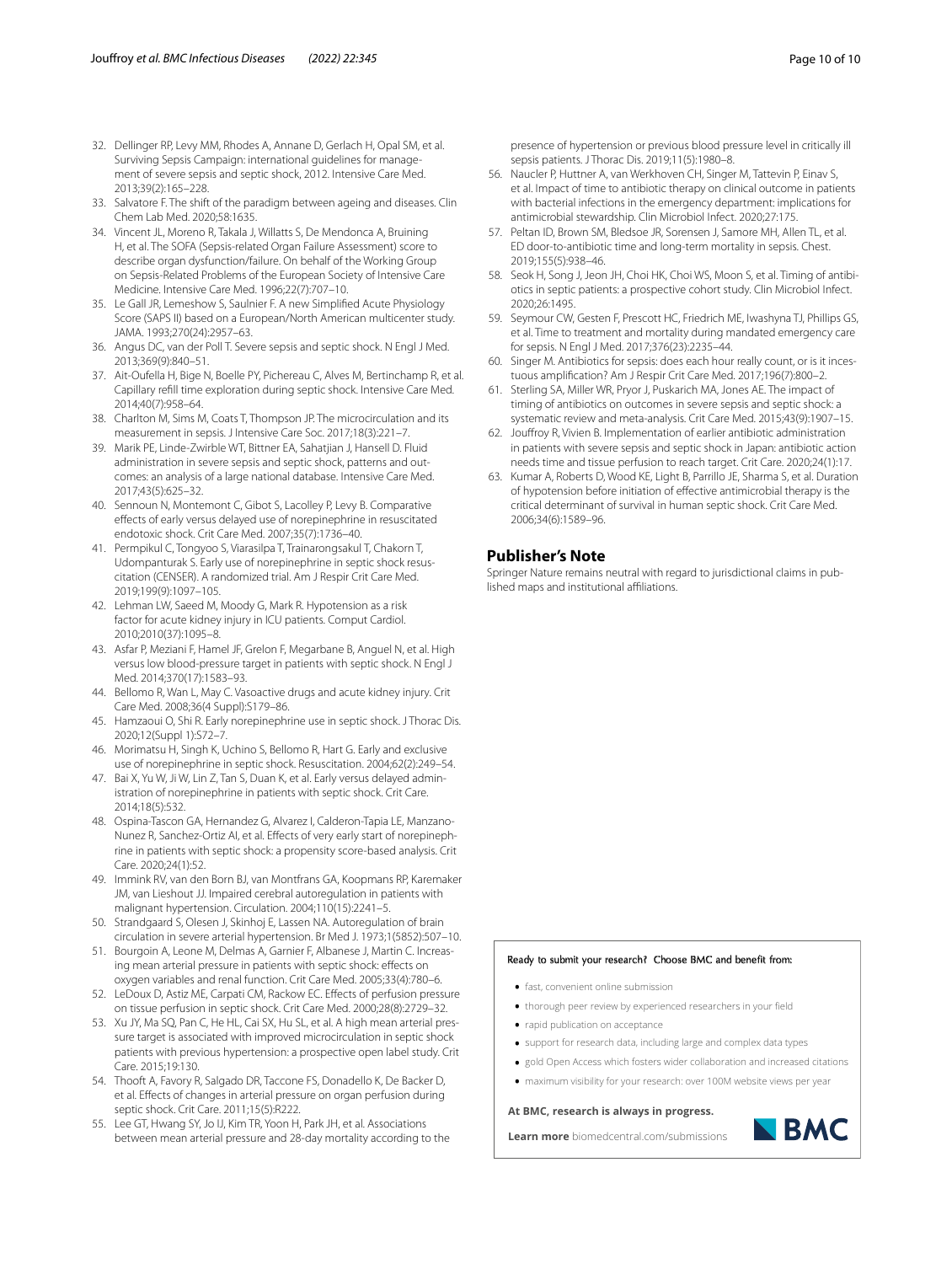32. Dellinger RP, Levy MM, Rhodes A, Annane D, Gerlach H, Opal SM, et al. Surviving Sepsis Campaign: international guidelines for management of severe sepsis and septic shock, 2012. Intensive Care Med. 2013;39(2):165–228.
33. Salvatore F. The shift of the paradigm between ageing and diseases. Clin Chem Lab Med. 2020;58:1635.
34. Vincent JL, Moreno R, Takala J, Willatts S, De Mendonca A, Bruining H, et al. The SOFA (Sepsis-related Organ Failure Assessment) score to describe organ dysfunction/failure. On behalf of the Working Group on Sepsis-Related Problems of the European Society of Intensive Care Medicine. Intensive Care Med. 1996;22(7):707–10.
35. Le Gall JR, Lemeshow S, Saulnier F. A new Simplified Acute Physiology Score (SAPS II) based on a European/North American multicenter study. JAMA. 1993;270(24):2957–63.
36. Angus DC, van der Poll T. Severe sepsis and septic shock. N Engl J Med. 2013;369(9):840–51.
37. Ait-Oufella H, Bige N, Boelle PY, Pichereau C, Alves M, Bertinchamp R, et al. Capillary refill time exploration during septic shock. Intensive Care Med. 2014;40(7):958–64.
38. Charlton M, Sims M, Coats T, Thompson JP. The microcirculation and its measurement in sepsis. J Intensive Care Soc. 2017;18(3):221–7.
39. Marik PE, Linde-Zwirble WT, Bittner EA, Sahatjian J, Hansell D. Fluid administration in severe sepsis and septic shock, patterns and outcomes: an analysis of a large national database. Intensive Care Med. 2017;43(5):625–32.
40. Sennoun N, Montemont C, Gibot S, Lacolley P, Levy B. Comparative effects of early versus delayed use of norepinephrine in resuscitated endotoxic shock. Crit Care Med. 2007;35(7):1736–40.
41. Permpikul C, Tongyoo S, Viarasilpa T, Trainarongsakul T, Chakorn T, Udompanturak S. Early use of norepinephrine in septic shock resuscitation (CENSER). A randomized trial. Am J Respir Crit Care Med. 2019;199(9):1097–105.
42. Lehman LW, Saeed M, Moody G, Mark R. Hypotension as a risk factor for acute kidney injury in ICU patients. Comput Cardiol. 2010;2010(37):1095–8.
43. Asfar P, Meziani F, Hamel JF, Grelon F, Megarbane B, Anguel N, et al. High versus low blood-pressure target in patients with septic shock. N Engl J Med. 2014;370(17):1583–93.
44. Bellomo R, Wan L, May C. Vasoactive drugs and acute kidney injury. Crit Care Med. 2008;36(4 Suppl):S179–86.
45. Hamzaoui O, Shi R. Early norepinephrine use in septic shock. J Thorac Dis. 2020;12(Suppl 1):S72–7.
46. Morimatsu H, Singh K, Uchino S, Bellomo R, Hart G. Early and exclusive use of norepinephrine in septic shock. Resuscitation. 2004;62(2):249–54.
47. Bai X, Yu W, Ji W, Lin Z, Tan S, Duan K, et al. Early versus delayed administration of norepinephrine in patients with septic shock. Crit Care. 2014;18(5):532.
48. Ospina-Tascon GA, Hernandez G, Alvarez I, Calderon-Tapia LE, Manzano-Nunez R, Sanchez-Ortiz AI, et al. Effects of very early start of norepinephrine in patients with septic shock: a propensity score-based analysis. Crit Care. 2020;24(1):52.
49. Immink RV, van den Born BJ, van Montfrans GA, Koopmans RP, Karemaker JM, van Lieshout JJ. Impaired cerebral autoregulation in patients with malignant hypertension. Circulation. 2004;110(15):2241–5.
50. Strandgaard S, Olesen J, Skinhoj E, Lassen NA. Autoregulation of brain circulation in severe arterial hypertension. Br Med J. 1973;1(5852):507–10.
51. Bourgoin A, Leone M, Delmas A, Garnier F, Albanese J, Martin C. Increasing mean arterial pressure in patients with septic shock: effects on oxygen variables and renal function. Crit Care Med. 2005;33(4):780–6.
52. LeDoux D, Astiz ME, Carpati CM, Rackow EC. Effects of perfusion pressure on tissue perfusion in septic shock. Crit Care Med. 2000;28(8):2729–32.
53. Xu JY, Ma SQ, Pan C, He HL, Cai SX, Hu SL, et al. A high mean arterial pressure target is associated with improved microcirculation in septic shock patients with previous hypertension: a prospective open label study. Crit Care. 2015;19:130.
54. Thooft A, Favory R, Salgado DR, Taccone FS, Donadello K, De Backer D, et al. Effects of changes in arterial pressure on organ perfusion during septic shock. Crit Care. 2011;15(5):R222.
55. Lee GT, Hwang SY, Jo IJ, Kim TR, Yoon H, Park JH, et al. Associations between mean arterial pressure and 28-day mortality according to the presence of hypertension or previous blood pressure level in critically ill sepsis patients. J Thorac Dis. 2019;11(5):1980–8.
56. Naucler P, Huttner A, van Werkhoven CH, Singer M, Tattevin P, Einav S, et al. Impact of time to antibiotic therapy on clinical outcome in patients with bacterial infections in the emergency department: implications for antimicrobial stewardship. Clin Microbiol Infect. 2020;27:175.
57. Peltan ID, Brown SM, Bledsoe JR, Sorensen J, Samore MH, Allen TL, et al. ED door-to-antibiotic time and long-term mortality in sepsis. Chest. 2019;155(5):938–46.
58. Seok H, Song J, Jeon JH, Choi HK, Choi WS, Moon S, et al. Timing of antibiotics in septic patients: a prospective cohort study. Clin Microbiol Infect. 2020;26:1495.
59. Seymour CW, Gesten F, Prescott HC, Friedrich ME, Iwashyna TJ, Phillips GS, et al. Time to treatment and mortality during mandated emergency care for sepsis. N Engl J Med. 2017;376(23):2235–44.
60. Singer M. Antibiotics for sepsis: does each hour really count, or is it incestuous amplification? Am J Respir Crit Care Med. 2017;196(7):800–2.
61. Sterling SA, Miller WR, Pryor J, Puskarich MA, Jones AE. The impact of timing of antibiotics on outcomes in severe sepsis and septic shock: a systematic review and meta-analysis. Crit Care Med. 2015;43(9):1907–15.
62. Jouffroy R, Vivien B. Implementation of earlier antibiotic administration in patients with severe sepsis and septic shock in Japan: antibiotic action needs time and tissue perfusion to reach target. Crit Care. 2020;24(1):17.
63. Kumar A, Roberts D, Wood KE, Light B, Parrillo JE, Sharma S, et al. Duration of hypotension before initiation of effective antimicrobial therapy is the critical determinant of survival in human septic shock. Crit Care Med. 2006;34(6):1589–96.

## Publisher's Note

Springer Nature remains neutral with regard to jurisdictional claims in published maps and institutional affiliations.

Ready to submit your research? Choose BMC and benefit from:

- fast, convenient online submission
- thorough peer review by experienced researchers in your field
- rapid publication on acceptance
- support for research data, including large and complex data types
- gold Open Access which fosters wider collaboration and increased citations
- maximum visibility for your research: over 100M website views per year

**At BMC, research is always in progress.**

**Learn more** biomedcentral.com/submissions